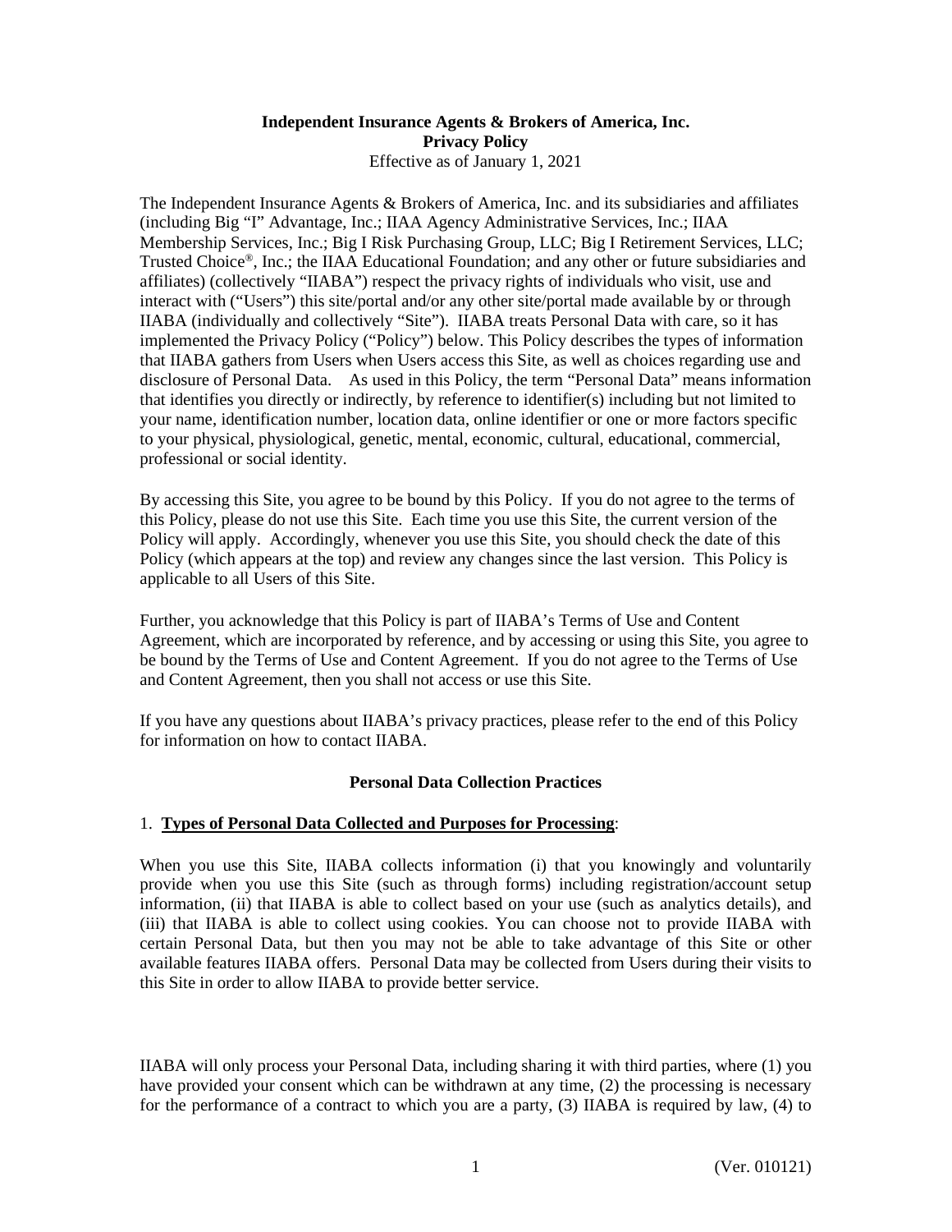# Independent Insurance Agents & Brokers of America, Inc.
## Privacy Policy

Effective as of January 1, 2021

The Independent Insurance Agents & Brokers of America, Inc. and its subsidiaries and affiliates (including Big "I" Advantage, Inc.; IIAA Agency Administrative Services, Inc.; IIAA Membership Services, Inc.; Big I Risk Purchasing Group, LLC; Big I Retirement Services, LLC; Trusted Choice®, Inc.; the IIAA Educational Foundation; and any other or future subsidiaries and affiliates) (collectively "IIABA") respect the privacy rights of individuals who visit, use and interact with ("Users") this site/portal and/or any other site/portal made available by or through IIABA (individually and collectively "Site"). IIABA treats Personal Data with care, so it has implemented the Privacy Policy ("Policy") below. This Policy describes the types of information that IIABA gathers from Users when Users access this Site, as well as choices regarding use and disclosure of Personal Data. As used in this Policy, the term "Personal Data" means information that identifies you directly or indirectly, by reference to identifier(s) including but not limited to your name, identification number, location data, online identifier or one or more factors specific to your physical, physiological, genetic, mental, economic, cultural, educational, commercial, professional or social identity.

By accessing this Site, you agree to be bound by this Policy. If you do not agree to the terms of this Policy, please do not use this Site. Each time you use this Site, the current version of the Policy will apply. Accordingly, whenever you use this Site, you should check the date of this Policy (which appears at the top) and review any changes since the last version. This Policy is applicable to all Users of this Site.

Further, you acknowledge that this Policy is part of IIABA's Terms of Use and Content Agreement, which are incorporated by reference, and by accessing or using this Site, you agree to be bound by the Terms of Use and Content Agreement. If you do not agree to the Terms of Use and Content Agreement, then you shall not access or use this Site.

If you have any questions about IIABA's privacy practices, please refer to the end of this Policy for information on how to contact IIABA.

### Personal Data Collection Practices

1. **Types of Personal Data Collected and Purposes for Processing**:

When you use this Site, IIABA collects information (i) that you knowingly and voluntarily provide when you use this Site (such as through forms) including registration/account setup information, (ii) that IIABA is able to collect based on your use (such as analytics details), and (iii) that IIABA is able to collect using cookies. You can choose not to provide IIABA with certain Personal Data, but then you may not be able to take advantage of this Site or other available features IIABA offers. Personal Data may be collected from Users during their visits to this Site in order to allow IIABA to provide better service.

IIABA will only process your Personal Data, including sharing it with third parties, where (1) you have provided your consent which can be withdrawn at any time, (2) the processing is necessary for the performance of a contract to which you are a party, (3) IIABA is required by law, (4) to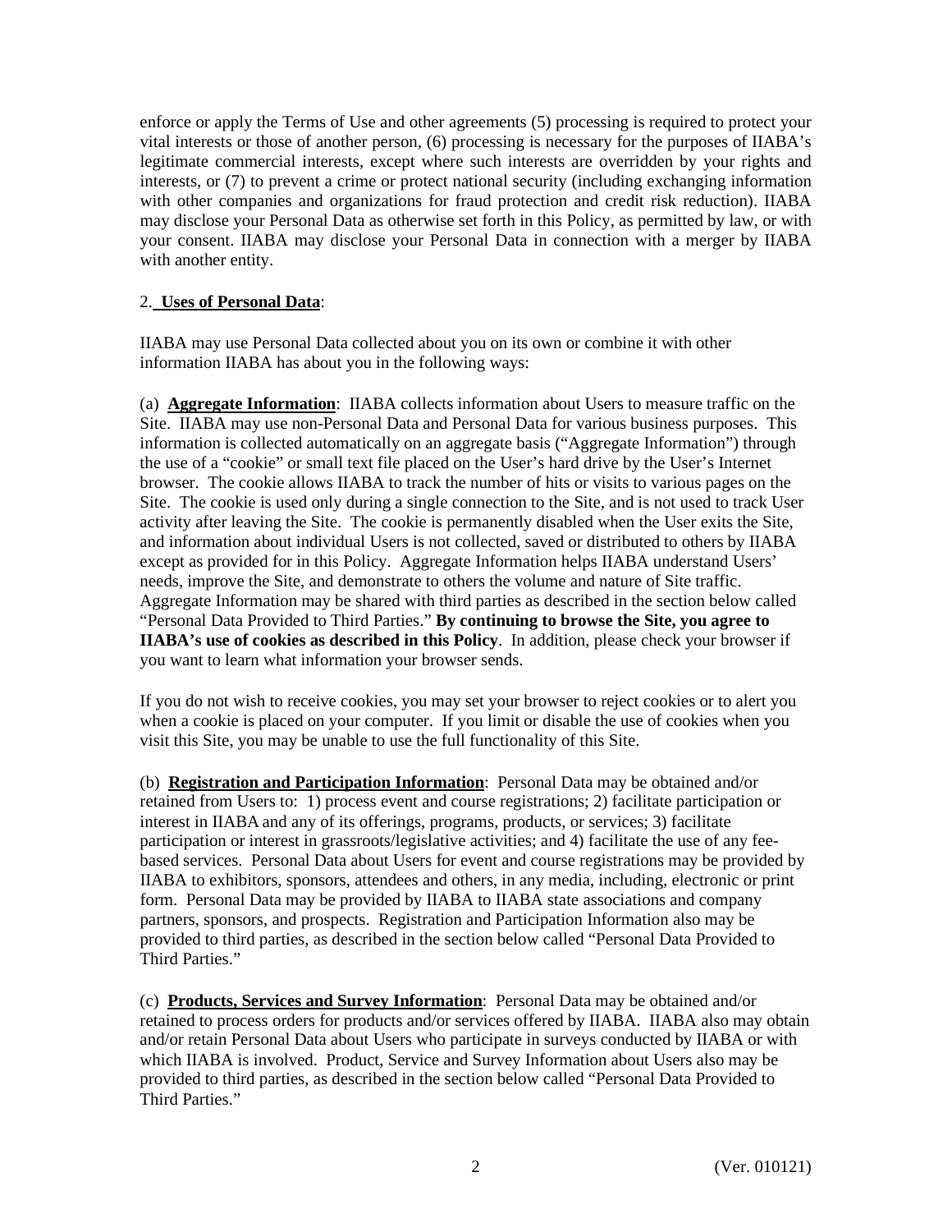enforce or apply the Terms of Use and other agreements (5) processing is required to protect your vital interests or those of another person, (6) processing is necessary for the purposes of IIABA's legitimate commercial interests, except where such interests are overridden by your rights and interests, or (7) to prevent a crime or protect national security (including exchanging information with other companies and organizations for fraud protection and credit risk reduction). IIABA may disclose your Personal Data as otherwise set forth in this Policy, as permitted by law, or with your consent. IIABA may disclose your Personal Data in connection with a merger by IIABA with another entity.

2. **Uses of Personal Data**:

IIABA may use Personal Data collected about you on its own or combine it with other information IIABA has about you in the following ways:

(a) **Aggregate Information**: IIABA collects information about Users to measure traffic on the Site. IIABA may use non-Personal Data and Personal Data for various business purposes. This information is collected automatically on an aggregate basis ("Aggregate Information") through the use of a "cookie" or small text file placed on the User's hard drive by the User's Internet browser. The cookie allows IIABA to track the number of hits or visits to various pages on the Site. The cookie is used only during a single connection to the Site, and is not used to track User activity after leaving the Site. The cookie is permanently disabled when the User exits the Site, and information about individual Users is not collected, saved or distributed to others by IIABA except as provided for in this Policy. Aggregate Information helps IIABA understand Users' needs, improve the Site, and demonstrate to others the volume and nature of Site traffic. Aggregate Information may be shared with third parties as described in the section below called "Personal Data Provided to Third Parties." **By continuing to browse the Site, you agree to IIABA's use of cookies as described in this Policy**. In addition, please check your browser if you want to learn what information your browser sends.

If you do not wish to receive cookies, you may set your browser to reject cookies or to alert you when a cookie is placed on your computer. If you limit or disable the use of cookies when you visit this Site, you may be unable to use the full functionality of this Site.

(b) **Registration and Participation Information**: Personal Data may be obtained and/or retained from Users to: 1) process event and course registrations; 2) facilitate participation or interest in IIABA and any of its offerings, programs, products, or services; 3) facilitate participation or interest in grassroots/legislative activities; and 4) facilitate the use of any fee-based services. Personal Data about Users for event and course registrations may be provided by IIABA to exhibitors, sponsors, attendees and others, in any media, including, electronic or print form. Personal Data may be provided by IIABA to IIABA state associations and company partners, sponsors, and prospects. Registration and Participation Information also may be provided to third parties, as described in the section below called "Personal Data Provided to Third Parties."

(c) **Products, Services and Survey Information**: Personal Data may be obtained and/or retained to process orders for products and/or services offered by IIABA. IIABA also may obtain and/or retain Personal Data about Users who participate in surveys conducted by IIABA or with which IIABA is involved. Product, Service and Survey Information about Users also may be provided to third parties, as described in the section below called "Personal Data Provided to Third Parties."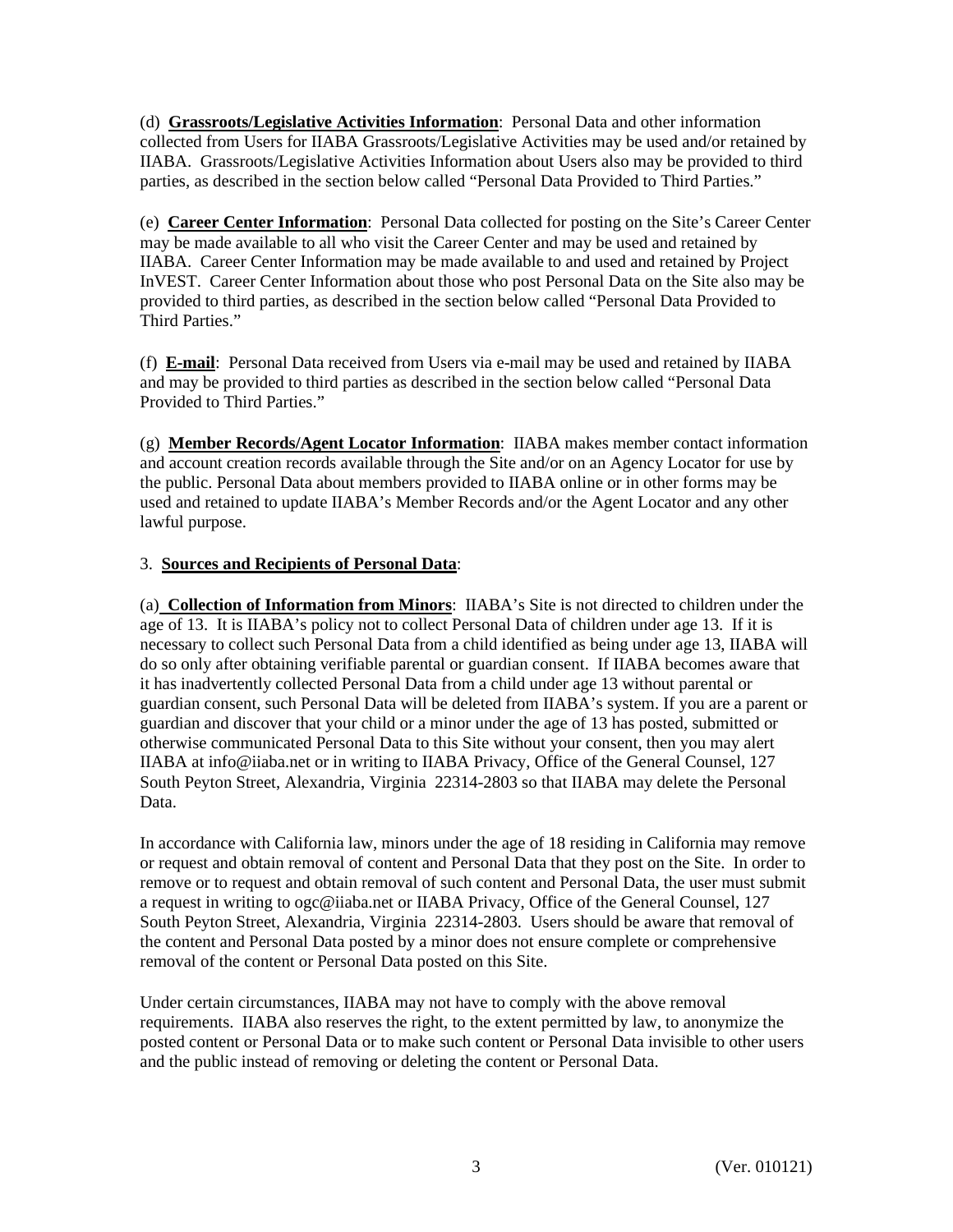(d) **Grassroots/Legislative Activities Information**: Personal Data and other information collected from Users for IIABA Grassroots/Legislative Activities may be used and/or retained by IIABA. Grassroots/Legislative Activities Information about Users also may be provided to third parties, as described in the section below called "Personal Data Provided to Third Parties."

(e) **Career Center Information**: Personal Data collected for posting on the Site's Career Center may be made available to all who visit the Career Center and may be used and retained by IIABA. Career Center Information may be made available to and used and retained by Project InVEST. Career Center Information about those who post Personal Data on the Site also may be provided to third parties, as described in the section below called "Personal Data Provided to Third Parties."

(f) **E-mail**: Personal Data received from Users via e-mail may be used and retained by IIABA and may be provided to third parties as described in the section below called "Personal Data Provided to Third Parties."

(g) **Member Records/Agent Locator Information**: IIABA makes member contact information and account creation records available through the Site and/or on an Agency Locator for use by the public. Personal Data about members provided to IIABA online or in other forms may be used and retained to update IIABA's Member Records and/or the Agent Locator and any other lawful purpose.

3. **Sources and Recipients of Personal Data**:

(a) **Collection of Information from Minors**: IIABA's Site is not directed to children under the age of 13. It is IIABA's policy not to collect Personal Data of children under age 13. If it is necessary to collect such Personal Data from a child identified as being under age 13, IIABA will do so only after obtaining verifiable parental or guardian consent. If IIABA becomes aware that it has inadvertently collected Personal Data from a child under age 13 without parental or guardian consent, such Personal Data will be deleted from IIABA's system. If you are a parent or guardian and discover that your child or a minor under the age of 13 has posted, submitted or otherwise communicated Personal Data to this Site without your consent, then you may alert IIABA at info@iiaba.net or in writing to IIABA Privacy, Office of the General Counsel, 127 South Peyton Street, Alexandria, Virginia 22314-2803 so that IIABA may delete the Personal Data.

In accordance with California law, minors under the age of 18 residing in California may remove or request and obtain removal of content and Personal Data that they post on the Site. In order to remove or to request and obtain removal of such content and Personal Data, the user must submit a request in writing to ogc@iiaba.net or IIABA Privacy, Office of the General Counsel, 127 South Peyton Street, Alexandria, Virginia 22314-2803. Users should be aware that removal of the content and Personal Data posted by a minor does not ensure complete or comprehensive removal of the content or Personal Data posted on this Site.

Under certain circumstances, IIABA may not have to comply with the above removal requirements. IIABA also reserves the right, to the extent permitted by law, to anonymize the posted content or Personal Data or to make such content or Personal Data invisible to other users and the public instead of removing or deleting the content or Personal Data.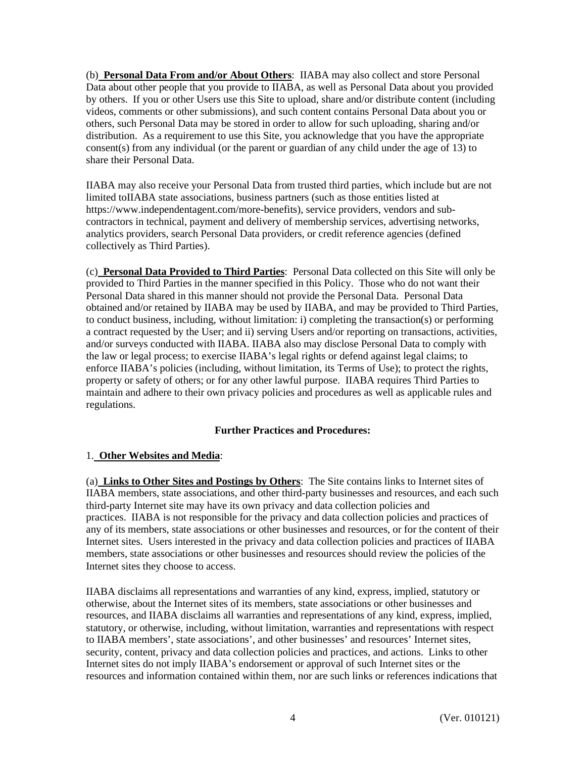(b) **Personal Data From and/or About Others**: IIABA may also collect and store Personal Data about other people that you provide to IIABA, as well as Personal Data about you provided by others. If you or other Users use this Site to upload, share and/or distribute content (including videos, comments or other submissions), and such content contains Personal Data about you or others, such Personal Data may be stored in order to allow for such uploading, sharing and/or distribution. As a requirement to use this Site, you acknowledge that you have the appropriate consent(s) from any individual (or the parent or guardian of any child under the age of 13) to share their Personal Data.

IIABA may also receive your Personal Data from trusted third parties, which include but are not limited toIIABA state associations, business partners (such as those entities listed at https://www.independentagent.com/more-benefits), service providers, vendors and sub-contractors in technical, payment and delivery of membership services, advertising networks, analytics providers, search Personal Data providers, or credit reference agencies (defined collectively as Third Parties).

(c) **Personal Data Provided to Third Parties**: Personal Data collected on this Site will only be provided to Third Parties in the manner specified in this Policy. Those who do not want their Personal Data shared in this manner should not provide the Personal Data. Personal Data obtained and/or retained by IIABA may be used by IIABA, and may be provided to Third Parties, to conduct business, including, without limitation: i) completing the transaction(s) or performing a contract requested by the User; and ii) serving Users and/or reporting on transactions, activities, and/or surveys conducted with IIABA. IIABA also may disclose Personal Data to comply with the law or legal process; to exercise IIABA's legal rights or defend against legal claims; to enforce IIABA's policies (including, without limitation, its Terms of Use); to protect the rights, property or safety of others; or for any other lawful purpose. IIABA requires Third Parties to maintain and adhere to their own privacy policies and procedures as well as applicable rules and regulations.

## Further Practices and Procedures:

1. **Other Websites and Media**:

(a) **Links to Other Sites and Postings by Others**: The Site contains links to Internet sites of IIABA members, state associations, and other third-party businesses and resources, and each such third-party Internet site may have its own privacy and data collection policies and practices. IIABA is not responsible for the privacy and data collection policies and practices of any of its members, state associations or other businesses and resources, or for the content of their Internet sites. Users interested in the privacy and data collection policies and practices of IIABA members, state associations or other businesses and resources should review the policies of the Internet sites they choose to access.

IIABA disclaims all representations and warranties of any kind, express, implied, statutory or otherwise, about the Internet sites of its members, state associations or other businesses and resources, and IIABA disclaims all warranties and representations of any kind, express, implied, statutory, or otherwise, including, without limitation, warranties and representations with respect to IIABA members', state associations', and other businesses' and resources' Internet sites, security, content, privacy and data collection policies and practices, and actions. Links to other Internet sites do not imply IIABA's endorsement or approval of such Internet sites or the resources and information contained within them, nor are such links or references indications that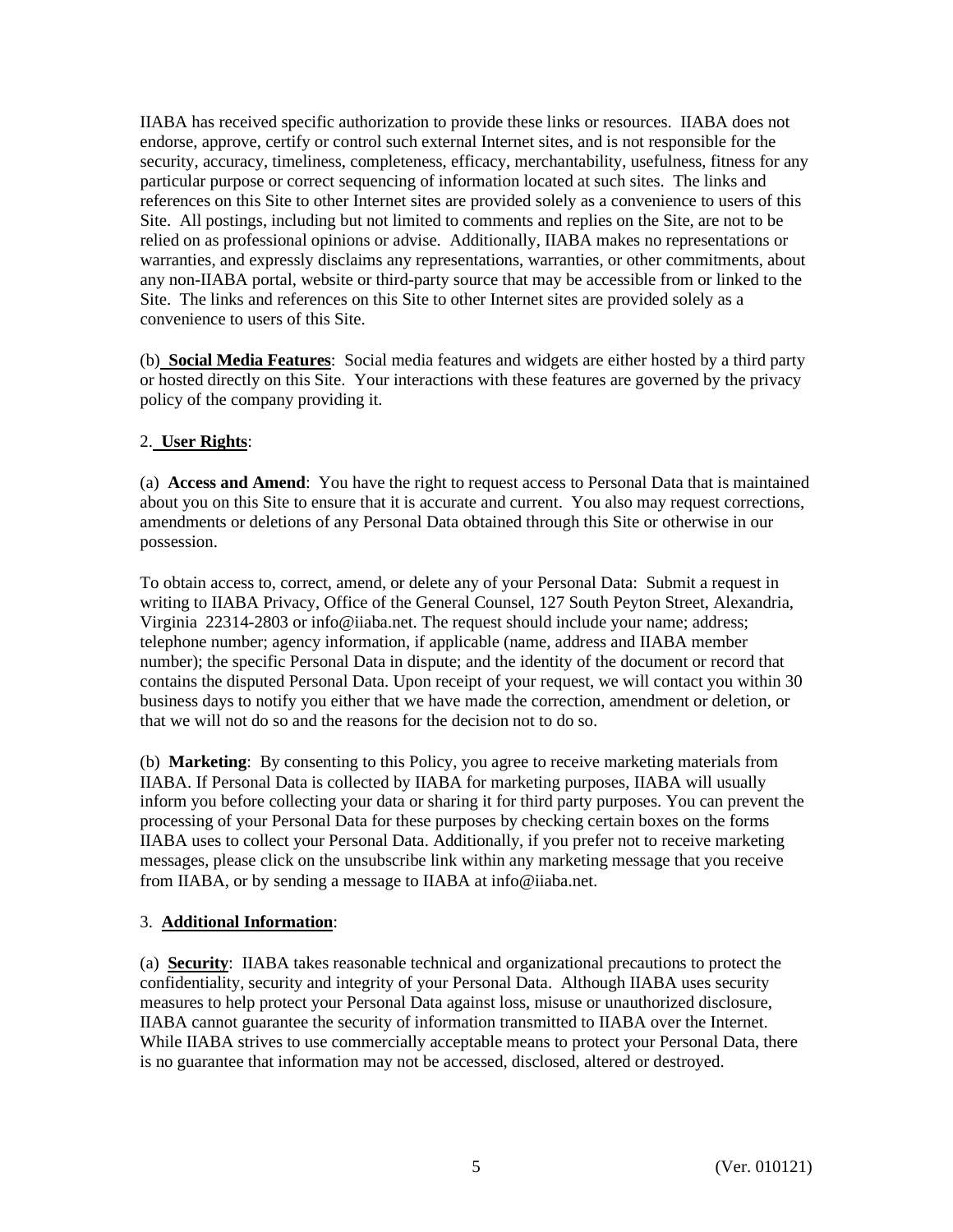IIABA has received specific authorization to provide these links or resources. IIABA does not endorse, approve, certify or control such external Internet sites, and is not responsible for the security, accuracy, timeliness, completeness, efficacy, merchantability, usefulness, fitness for any particular purpose or correct sequencing of information located at such sites. The links and references on this Site to other Internet sites are provided solely as a convenience to users of this Site. All postings, including but not limited to comments and replies on the Site, are not to be relied on as professional opinions or advise. Additionally, IIABA makes no representations or warranties, and expressly disclaims any representations, warranties, or other commitments, about any non-IIABA portal, website or third-party source that may be accessible from or linked to the Site. The links and references on this Site to other Internet sites are provided solely as a convenience to users of this Site.

(b) **Social Media Features**: Social media features and widgets are either hosted by a third party or hosted directly on this Site. Your interactions with these features are governed by the privacy policy of the company providing it.

2. **User Rights**:

(a) **Access and Amend**: You have the right to request access to Personal Data that is maintained about you on this Site to ensure that it is accurate and current. You also may request corrections, amendments or deletions of any Personal Data obtained through this Site or otherwise in our possession.

To obtain access to, correct, amend, or delete any of your Personal Data: Submit a request in writing to IIABA Privacy, Office of the General Counsel, 127 South Peyton Street, Alexandria, Virginia 22314-2803 or info@iiaba.net. The request should include your name; address; telephone number; agency information, if applicable (name, address and IIABA member number); the specific Personal Data in dispute; and the identity of the document or record that contains the disputed Personal Data. Upon receipt of your request, we will contact you within 30 business days to notify you either that we have made the correction, amendment or deletion, or that we will not do so and the reasons for the decision not to do so.

(b) **Marketing**: By consenting to this Policy, you agree to receive marketing materials from IIABA. If Personal Data is collected by IIABA for marketing purposes, IIABA will usually inform you before collecting your data or sharing it for third party purposes. You can prevent the processing of your Personal Data for these purposes by checking certain boxes on the forms IIABA uses to collect your Personal Data. Additionally, if you prefer not to receive marketing messages, please click on the unsubscribe link within any marketing message that you receive from IIABA, or by sending a message to IIABA at info@iiaba.net.

3. **Additional Information**:

(a) **Security**: IIABA takes reasonable technical and organizational precautions to protect the confidentiality, security and integrity of your Personal Data. Although IIABA uses security measures to help protect your Personal Data against loss, misuse or unauthorized disclosure, IIABA cannot guarantee the security of information transmitted to IIABA over the Internet. While IIABA strives to use commercially acceptable means to protect your Personal Data, there is no guarantee that information may not be accessed, disclosed, altered or destroyed.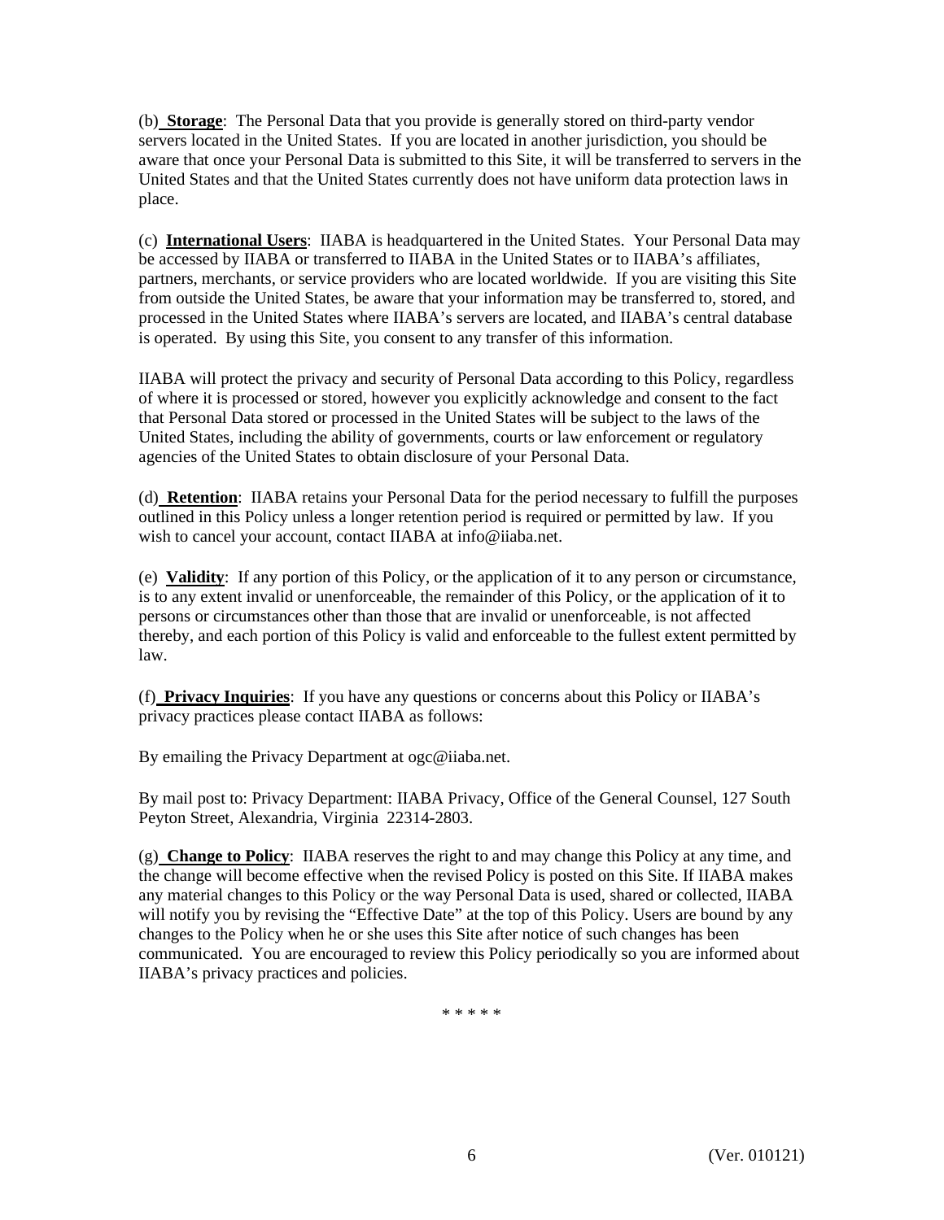(b) **Storage**: The Personal Data that you provide is generally stored on third-party vendor servers located in the United States. If you are located in another jurisdiction, you should be aware that once your Personal Data is submitted to this Site, it will be transferred to servers in the United States and that the United States currently does not have uniform data protection laws in place.

(c) **International Users**: IIABA is headquartered in the United States. Your Personal Data may be accessed by IIABA or transferred to IIABA in the United States or to IIABA's affiliates, partners, merchants, or service providers who are located worldwide. If you are visiting this Site from outside the United States, be aware that your information may be transferred to, stored, and processed in the United States where IIABA's servers are located, and IIABA's central database is operated. By using this Site, you consent to any transfer of this information.

IIABA will protect the privacy and security of Personal Data according to this Policy, regardless of where it is processed or stored, however you explicitly acknowledge and consent to the fact that Personal Data stored or processed in the United States will be subject to the laws of the United States, including the ability of governments, courts or law enforcement or regulatory agencies of the United States to obtain disclosure of your Personal Data.

(d) **Retention**: IIABA retains your Personal Data for the period necessary to fulfill the purposes outlined in this Policy unless a longer retention period is required or permitted by law. If you wish to cancel your account, contact IIABA at info@iiaba.net.

(e) **Validity**: If any portion of this Policy, or the application of it to any person or circumstance, is to any extent invalid or unenforceable, the remainder of this Policy, or the application of it to persons or circumstances other than those that are invalid or unenforceable, is not affected thereby, and each portion of this Policy is valid and enforceable to the fullest extent permitted by law.

(f) **Privacy Inquiries**: If you have any questions or concerns about this Policy or IIABA's privacy practices please contact IIABA as follows:

By emailing the Privacy Department at ogc@iiaba.net.

By mail post to: Privacy Department: IIABA Privacy, Office of the General Counsel, 127 South Peyton Street, Alexandria, Virginia 22314-2803.

(g) **Change to Policy**: IIABA reserves the right to and may change this Policy at any time, and the change will become effective when the revised Policy is posted on this Site. If IIABA makes any material changes to this Policy or the way Personal Data is used, shared or collected, IIABA will notify you by revising the "Effective Date" at the top of this Policy. Users are bound by any changes to the Policy when he or she uses this Site after notice of such changes has been communicated. You are encouraged to review this Policy periodically so you are informed about IIABA's privacy practices and policies.

* * * * *

(Ver. 010121)